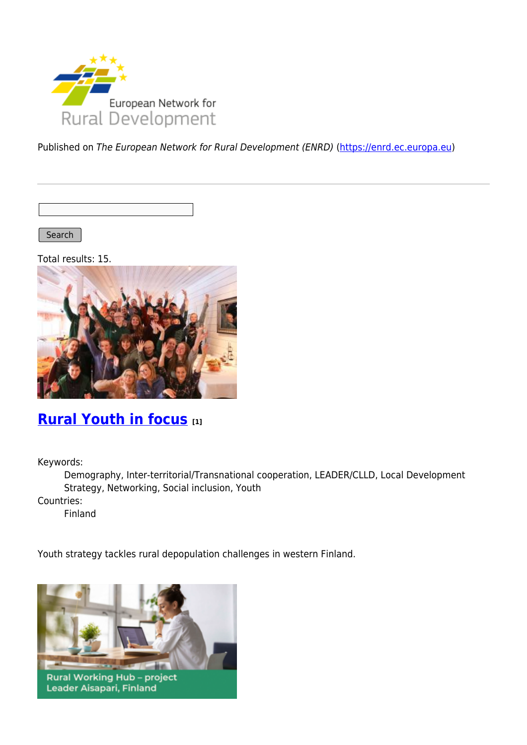European Network for Rural Development

Published on *The European Network for Rural Development (ENRD)* (https://enrd.ec.europa.eu)

Search

Total results: 15.

## Rural Youth in focus [1]

Keywords:
: Demography, Inter-territorial/Transnational cooperation, LEADER/CLLD, Local Development Strategy, Networking, Social inclusion, Youth

Countries:
: Finland

Youth strategy tackles rural depopulation challenges in western Finland.

Rural Working Hub – project Leader Aisapari, Finland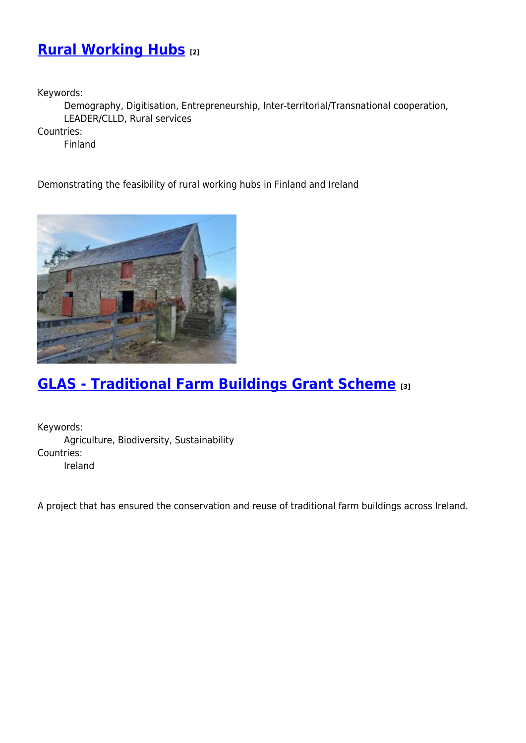## Rural Working Hubs [2]

Keywords:
Demography, Digitisation, Entrepreneurship, Inter-territorial/Transnational cooperation, LEADER/CLLD, Rural services

Countries:
Finland

Demonstrating the feasibility of rural working hubs in Finland and Ireland

## GLAS - Traditional Farm Buildings Grant Scheme [3]

Keywords:
Agriculture, Biodiversity, Sustainability

Countries:
Ireland

A project that has ensured the conservation and reuse of traditional farm buildings across Ireland.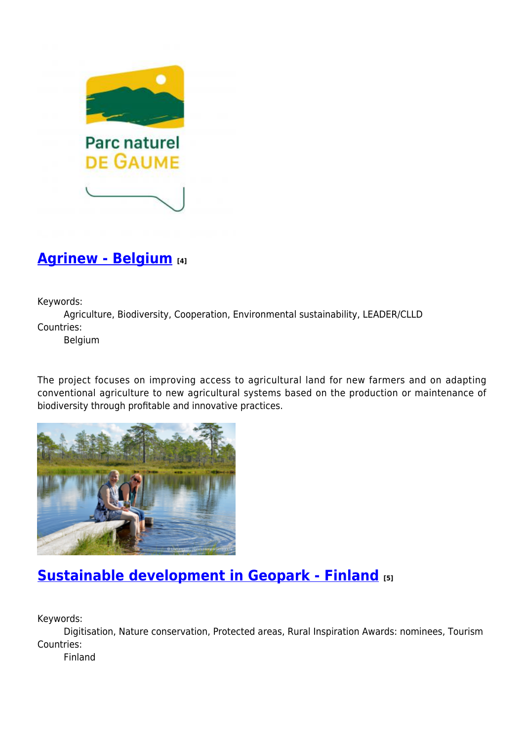## Agrinew - Belgium [4]

Keywords:
Agriculture, Biodiversity, Cooperation, Environmental sustainability, LEADER/CLLD

Countries:
Belgium

The project focuses on improving access to agricultural land for new farmers and on adapting conventional agriculture to new agricultural systems based on the production or maintenance of biodiversity through profitable and innovative practices.

## Sustainable development in Geopark - Finland [5]

Keywords:
Digitisation, Nature conservation, Protected areas, Rural Inspiration Awards: nominees, Tourism

Countries:
Finland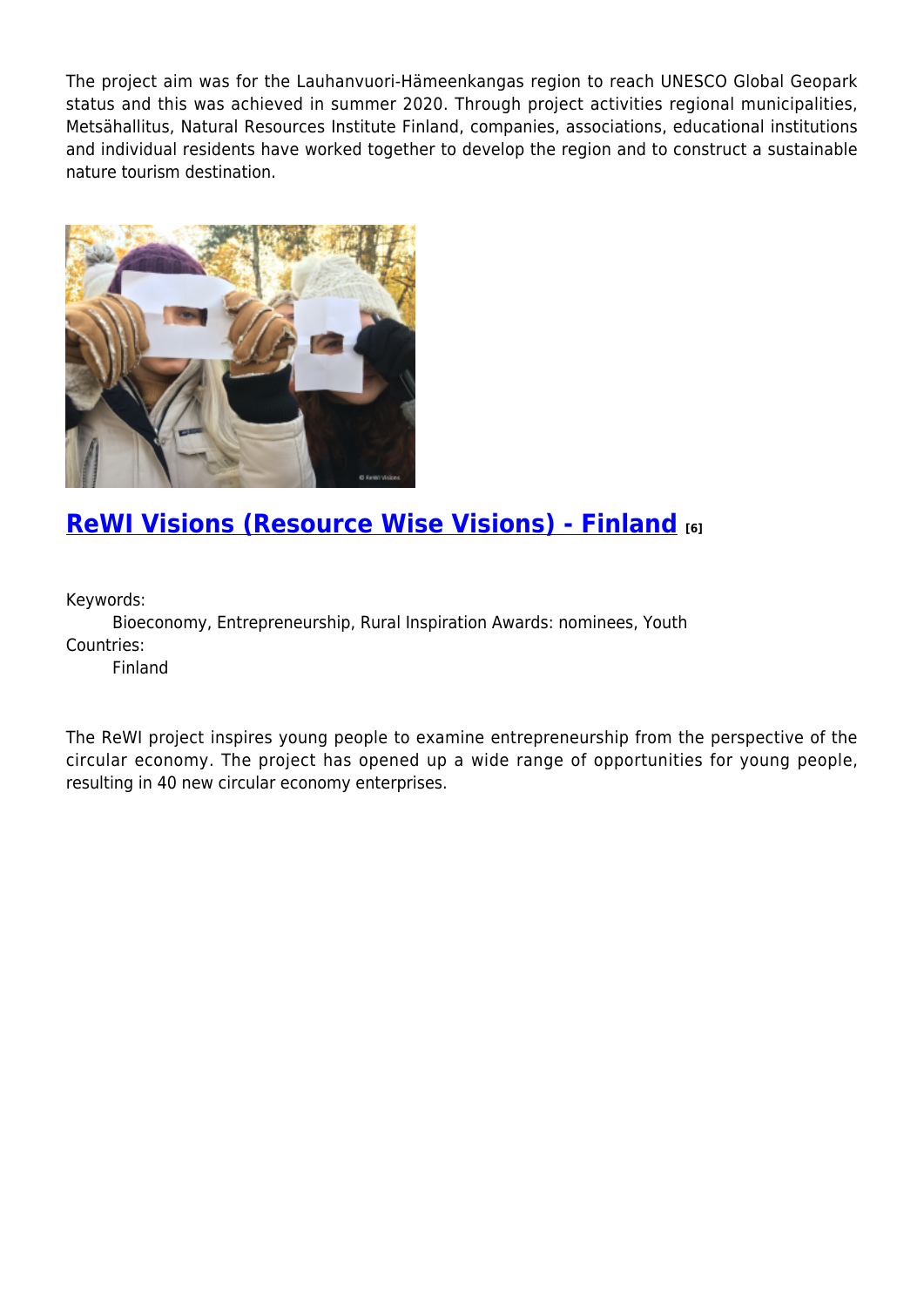The project aim was for the Lauhanvuori-Hämeenkangas region to reach UNESCO Global Geopark status and this was achieved in summer 2020. Through project activities regional municipalities, Metsähallitus, Natural Resources Institute Finland, companies, associations, educational institutions and individual residents have worked together to develop the region and to construct a sustainable nature tourism destination.

## ReWI Visions (Resource Wise Visions) - Finland [6]

Keywords:
Bioeconomy, Entrepreneurship, Rural Inspiration Awards: nominees, Youth

Countries:
Finland

The ReWI project inspires young people to examine entrepreneurship from the perspective of the circular economy. The project has opened up a wide range of opportunities for young people, resulting in 40 new circular economy enterprises.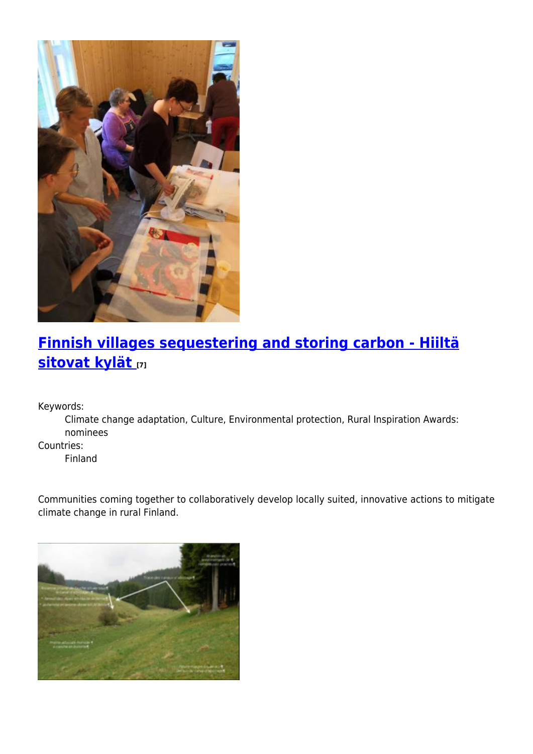## [Finnish villages sequestering and storing carbon - Hiiltä sitovat kylät [7]]

Keywords:

Climate change adaptation, Culture, Environmental protection, Rural Inspiration Awards: nominees

Countries:

Finland

Communities coming together to collaboratively develop locally suited, innovative actions to mitigate climate change in rural Finland.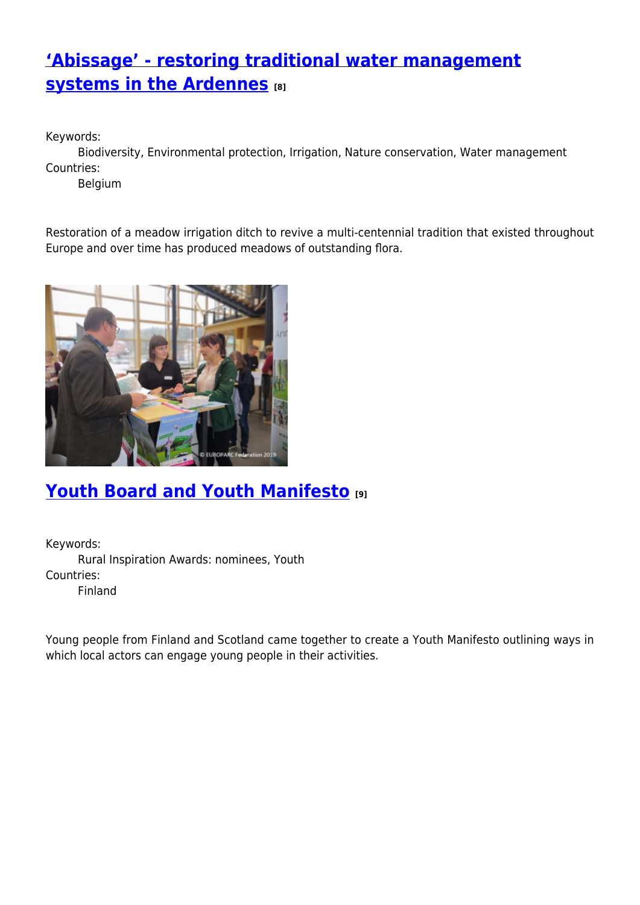## ['Abissage' - restoring traditional water management systems in the Ardennes](#) [8]

Keywords:
: Biodiversity, Environmental protection, Irrigation, Nature conservation, Water management

Countries:
: Belgium

Restoration of a meadow irrigation ditch to revive a multi-centennial tradition that existed throughout Europe and over time has produced meadows of outstanding flora.

## [Youth Board and Youth Manifesto](#) [9]

Keywords:
: Rural Inspiration Awards: nominees, Youth

Countries:
: Finland

Young people from Finland and Scotland came together to create a Youth Manifesto outlining ways in which local actors can engage young people in their activities.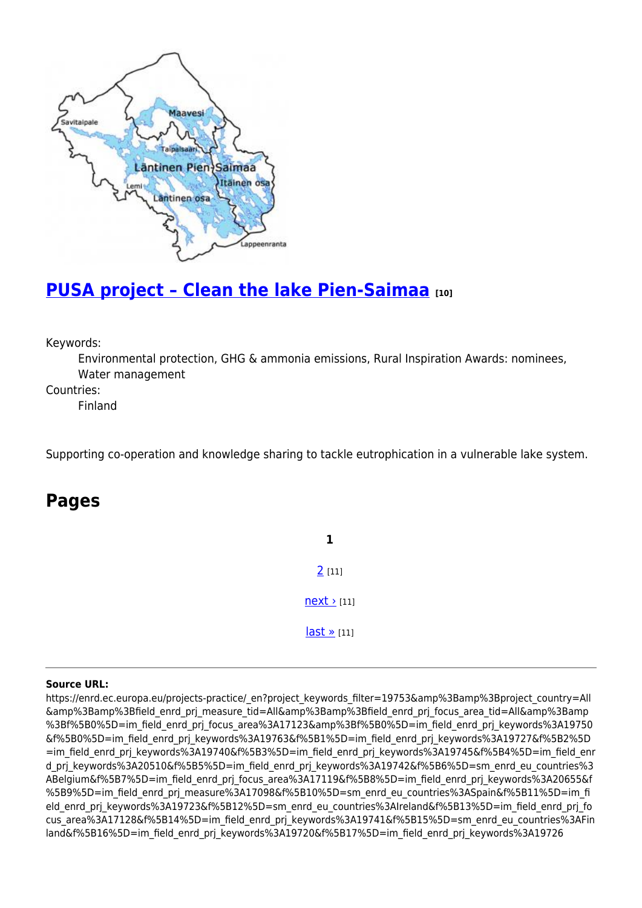## PUSA project – Clean the lake Pien-Saimaa [10]

Keywords:
Environmental protection, GHG & ammonia emissions, Rural Inspiration Awards: nominees, Water management

Countries:
Finland

Supporting co-operation and knowledge sharing to tackle eutrophication in a vulnerable lake system.

## Pages

**1**

2 [11]

next › [11]

last » [11]

---

**Source URL:**
https://enrd.ec.europa.eu/projects-practice/_en?project_keywords_filter=19753&amp%3Bamp%3Bproject_country=All&amp%3Bamp%3Bfield_enrd_prj_measure_tid=All&amp%3Bamp%3Bfield_enrd_prj_focus_area_tid=All&amp%3Bamp%3Bf%5B0%5D=im_field_enrd_prj_focus_area%3A17123&amp%3Bf%5B0%5D=im_field_enrd_prj_keywords%3A19750&f%5B0%5D=im_field_enrd_prj_keywords%3A19763&f%5B1%5D=im_field_enrd_prj_keywords%3A19727&f%5B2%5D=im_field_enrd_prj_keywords%3A19740&f%5B3%5D=im_field_enrd_prj_keywords%3A19745&f%5B4%5D=im_field_enrd_prj_keywords%3A20510&f%5B5%5D=im_field_enrd_prj_keywords%3A19742&f%5B6%5D=sm_enrd_eu_countries%3ABelgium&f%5B7%5D=im_field_enrd_prj_focus_area%3A17119&f%5B8%5D=im_field_enrd_prj_keywords%3A20655&f%5B9%5D=im_field_enrd_prj_measure%3A17098&f%5B10%5D=sm_enrd_eu_countries%3ASpain&f%5B11%5D=im_field_enrd_prj_keywords%3A19723&f%5B12%5D=sm_enrd_eu_countries%3AIreland&f%5B13%5D=im_field_enrd_prj_focus_area%3A17128&f%5B14%5D=im_field_enrd_prj_keywords%3A19741&f%5B15%5D=sm_enrd_eu_countries%3AFinland&f%5B16%5D=im_field_enrd_prj_keywords%3A19720&f%5B17%5D=im_field_enrd_prj_keywords%3A19726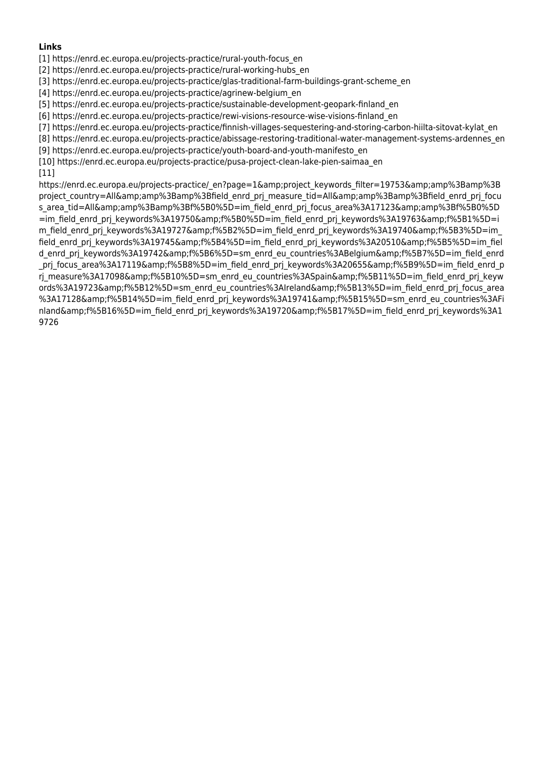**Links**

[1] https://enrd.ec.europa.eu/projects-practice/rural-youth-focus_en

[2] https://enrd.ec.europa.eu/projects-practice/rural-working-hubs_en

[3] https://enrd.ec.europa.eu/projects-practice/glas-traditional-farm-buildings-grant-scheme_en

[4] https://enrd.ec.europa.eu/projects-practice/agrinew-belgium_en

[5] https://enrd.ec.europa.eu/projects-practice/sustainable-development-geopark-finland_en

[6] https://enrd.ec.europa.eu/projects-practice/rewi-visions-resource-wise-visions-finland_en

[7] https://enrd.ec.europa.eu/projects-practice/finnish-villages-sequestering-and-storing-carbon-hiilta-sitovat-kylat_en

[8] https://enrd.ec.europa.eu/projects-practice/abissage-restoring-traditional-water-management-systems-ardennes_en

[9] https://enrd.ec.europa.eu/projects-practice/youth-board-and-youth-manifesto_en

[10] https://enrd.ec.europa.eu/projects-practice/pusa-project-clean-lake-pien-saimaa_en

[11] https://enrd.ec.europa.eu/projects-practice/_en?page=1&amp;project_keywords_filter=19753&amp;amp%3Bamp%3Bproject_country=All&amp;amp%3Bamp%3Bfield_enrd_prj_measure_tid=All&amp;amp%3Bamp%3Bfield_enrd_prj_focus_area_tid=All&amp;amp%3Bamp%3Bf%5B0%5D=im_field_enrd_prj_focus_area%3A17123&amp;amp%3Bf%5B0%5D=im_field_enrd_prj_keywords%3A19750&amp;f%5B0%5D=im_field_enrd_prj_keywords%3A19763&amp;f%5B1%5D=im_field_enrd_prj_keywords%3A19727&amp;f%5B2%5D=im_field_enrd_prj_keywords%3A19740&amp;f%5B3%5D=im_field_enrd_prj_keywords%3A19745&amp;f%5B4%5D=im_field_enrd_prj_keywords%3A20510&amp;f%5B5%5D=im_field_enrd_prj_keywords%3A19742&amp;f%5B6%5D=sm_enrd_eu_countries%3ABelgium&amp;f%5B7%5D=im_field_enrd_prj_focus_area%3A17119&amp;f%5B8%5D=im_field_enrd_prj_keywords%3A20655&amp;f%5B9%5D=im_field_enrd_prj_measure%3A17098&amp;f%5B10%5D=sm_enrd_eu_countries%3ASpain&amp;f%5B11%5D=im_field_enrd_prj_keywords%3A19723&amp;f%5B12%5D=sm_enrd_eu_countries%3AIreland&amp;f%5B13%5D=im_field_enrd_prj_focus_area%3A17128&amp;f%5B14%5D=im_field_enrd_prj_keywords%3A19741&amp;f%5B15%5D=sm_enrd_eu_countries%3AFinland&amp;f%5B16%5D=im_field_enrd_prj_keywords%3A19720&amp;f%5B17%5D=im_field_enrd_prj_keywords%3A19726